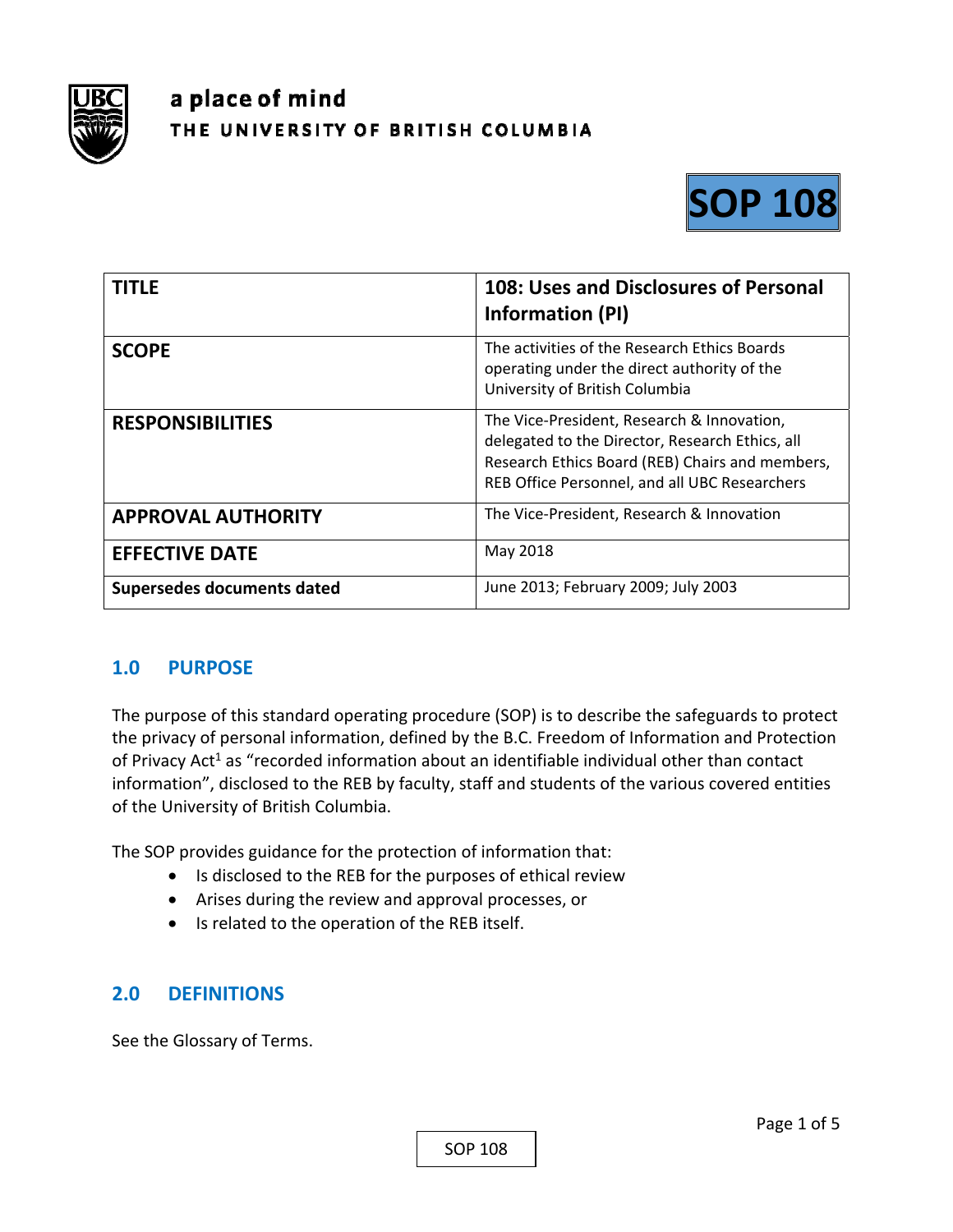a place of mind
THE UNIVERSITY OF BRITISH COLUMBIA

**SOP 108**

| **TITLE** | **108: Uses and Disclosures of Personal Information (PI)** |
|---|---|
| **SCOPE** | The activities of the Research Ethics Boards operating under the direct authority of the University of British Columbia |
| **RESPONSIBILITIES** | The Vice-President, Research & Innovation, delegated to the Director, Research Ethics, all Research Ethics Board (REB) Chairs and members, REB Office Personnel, and all UBC Researchers |
| **APPROVAL AUTHORITY** | The Vice-President, Research & Innovation |
| **EFFECTIVE DATE** | May 2018 |
| **Supersedes documents dated** | June 2013; February 2009; July 2003 |

## 1.0 PURPOSE

The purpose of this standard operating procedure (SOP) is to describe the safeguards to protect the privacy of personal information, defined by the B.C. Freedom of Information and Protection of Privacy Act[1] as "recorded information about an identifiable individual other than contact information", disclosed to the REB by faculty, staff and students of the various covered entities of the University of British Columbia.

The SOP provides guidance for the protection of information that:

- Is disclosed to the REB for the purposes of ethical review
- Arises during the review and approval processes, or
- Is related to the operation of the REB itself.

## 2.0 DEFINITIONS

See the Glossary of Terms.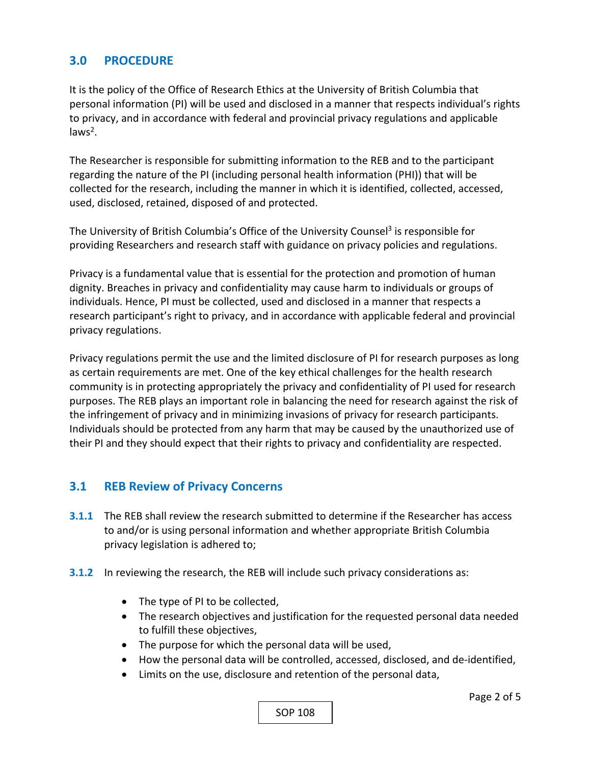## 3.0 PROCEDURE

It is the policy of the Office of Research Ethics at the University of British Columbia that personal information (PI) will be used and disclosed in a manner that respects individual's rights to privacy, and in accordance with federal and provincial privacy regulations and applicable laws[2].

The Researcher is responsible for submitting information to the REB and to the participant regarding the nature of the PI (including personal health information (PHI)) that will be collected for the research, including the manner in which it is identified, collected, accessed, used, disclosed, retained, disposed of and protected.

The University of British Columbia's Office of the University Counsel[3] is responsible for providing Researchers and research staff with guidance on privacy policies and regulations.

Privacy is a fundamental value that is essential for the protection and promotion of human dignity. Breaches in privacy and confidentiality may cause harm to individuals or groups of individuals. Hence, PI must be collected, used and disclosed in a manner that respects a research participant's right to privacy, and in accordance with applicable federal and provincial privacy regulations.

Privacy regulations permit the use and the limited disclosure of PI for research purposes as long as certain requirements are met. One of the key ethical challenges for the health research community is in protecting appropriately the privacy and confidentiality of PI used for research purposes. The REB plays an important role in balancing the need for research against the risk of the infringement of privacy and in minimizing invasions of privacy for research participants. Individuals should be protected from any harm that may be caused by the unauthorized use of their PI and they should expect that their rights to privacy and confidentiality are respected.

### 3.1 REB Review of Privacy Concerns

**3.1.1** The REB shall review the research submitted to determine if the Researcher has access to and/or is using personal information and whether appropriate British Columbia privacy legislation is adhered to;

**3.1.2** In reviewing the research, the REB will include such privacy considerations as:

- The type of PI to be collected,
- The research objectives and justification for the requested personal data needed to fulfill these objectives,
- The purpose for which the personal data will be used,
- How the personal data will be controlled, accessed, disclosed, and de-identified,
- Limits on the use, disclosure and retention of the personal data,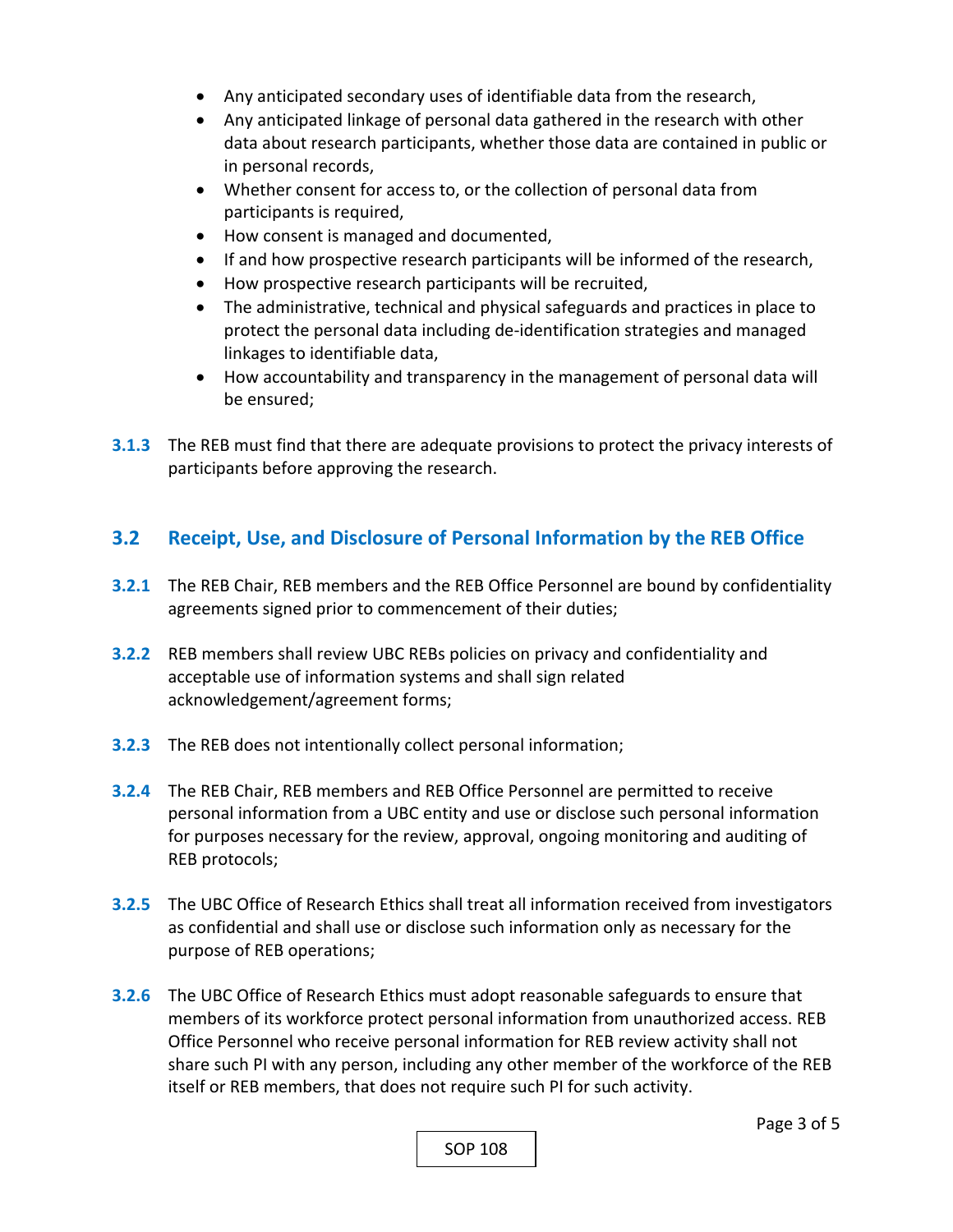- Any anticipated secondary uses of identifiable data from the research,
- Any anticipated linkage of personal data gathered in the research with other data about research participants, whether those data are contained in public or in personal records,
- Whether consent for access to, or the collection of personal data from participants is required,
- How consent is managed and documented,
- If and how prospective research participants will be informed of the research,
- How prospective research participants will be recruited,
- The administrative, technical and physical safeguards and practices in place to protect the personal data including de-identification strategies and managed linkages to identifiable data,
- How accountability and transparency in the management of personal data will be ensured;

**3.1.3** The REB must find that there are adequate provisions to protect the privacy interests of participants before approving the research.

## 3.2 Receipt, Use, and Disclosure of Personal Information by the REB Office

**3.2.1** The REB Chair, REB members and the REB Office Personnel are bound by confidentiality agreements signed prior to commencement of their duties;

**3.2.2** REB members shall review UBC REBs policies on privacy and confidentiality and acceptable use of information systems and shall sign related acknowledgement/agreement forms;

**3.2.3** The REB does not intentionally collect personal information;

**3.2.4** The REB Chair, REB members and REB Office Personnel are permitted to receive personal information from a UBC entity and use or disclose such personal information for purposes necessary for the review, approval, ongoing monitoring and auditing of REB protocols;

**3.2.5** The UBC Office of Research Ethics shall treat all information received from investigators as confidential and shall use or disclose such information only as necessary for the purpose of REB operations;

**3.2.6** The UBC Office of Research Ethics must adopt reasonable safeguards to ensure that members of its workforce protect personal information from unauthorized access. REB Office Personnel who receive personal information for REB review activity shall not share such PI with any person, including any other member of the workforce of the REB itself or REB members, that does not require such PI for such activity.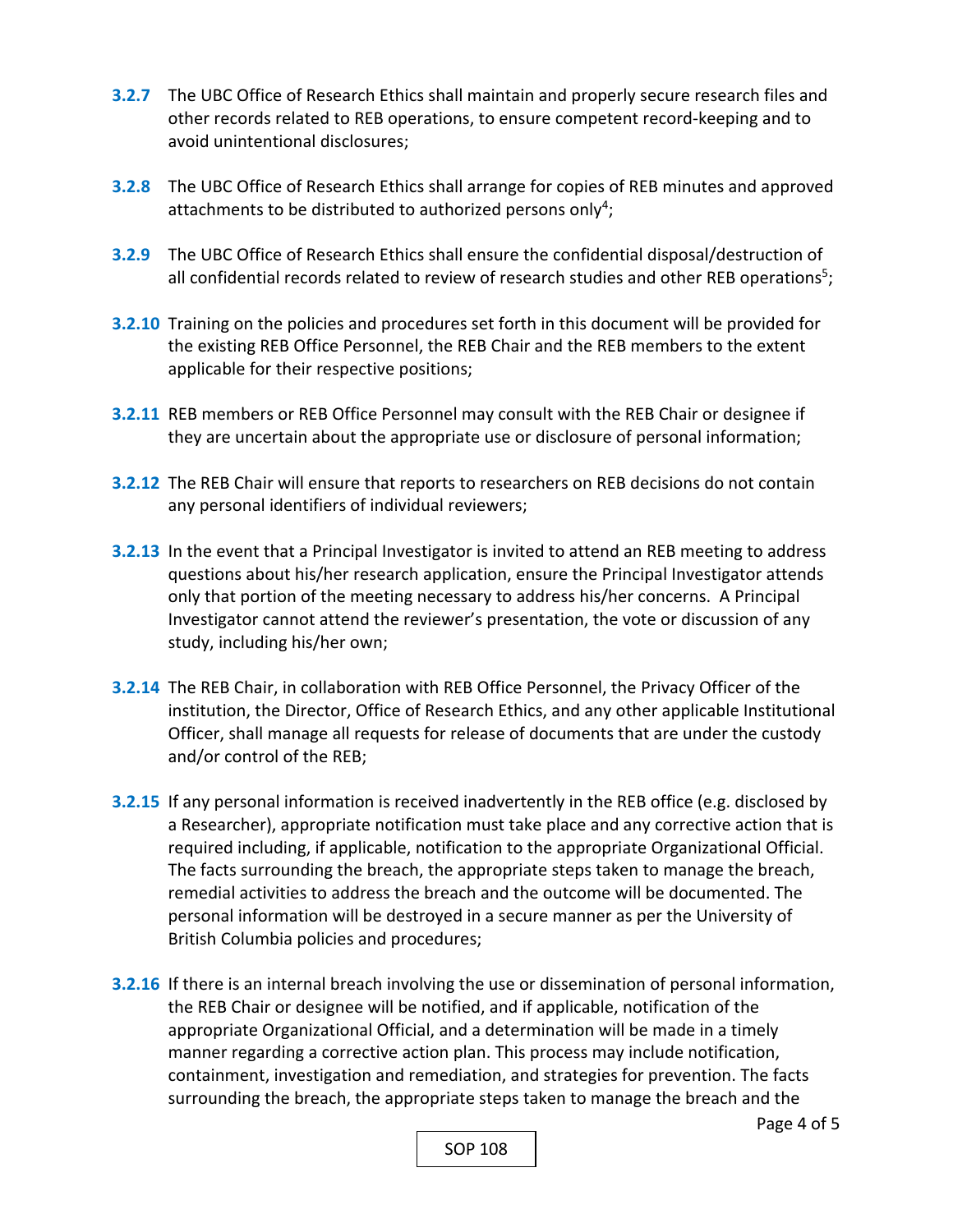**3.2.7** The UBC Office of Research Ethics shall maintain and properly secure research files and other records related to REB operations, to ensure competent record-keeping and to avoid unintentional disclosures;

**3.2.8** The UBC Office of Research Ethics shall arrange for copies of REB minutes and approved attachments to be distributed to authorized persons only[4];

**3.2.9** The UBC Office of Research Ethics shall ensure the confidential disposal/destruction of all confidential records related to review of research studies and other REB operations[5];

**3.2.10** Training on the policies and procedures set forth in this document will be provided for the existing REB Office Personnel, the REB Chair and the REB members to the extent applicable for their respective positions;

**3.2.11** REB members or REB Office Personnel may consult with the REB Chair or designee if they are uncertain about the appropriate use or disclosure of personal information;

**3.2.12** The REB Chair will ensure that reports to researchers on REB decisions do not contain any personal identifiers of individual reviewers;

**3.2.13** In the event that a Principal Investigator is invited to attend an REB meeting to address questions about his/her research application, ensure the Principal Investigator attends only that portion of the meeting necessary to address his/her concerns. A Principal Investigator cannot attend the reviewer's presentation, the vote or discussion of any study, including his/her own;

**3.2.14** The REB Chair, in collaboration with REB Office Personnel, the Privacy Officer of the institution, the Director, Office of Research Ethics, and any other applicable Institutional Officer, shall manage all requests for release of documents that are under the custody and/or control of the REB;

**3.2.15** If any personal information is received inadvertently in the REB office (e.g. disclosed by a Researcher), appropriate notification must take place and any corrective action that is required including, if applicable, notification to the appropriate Organizational Official. The facts surrounding the breach, the appropriate steps taken to manage the breach, remedial activities to address the breach and the outcome will be documented. The personal information will be destroyed in a secure manner as per the University of British Columbia policies and procedures;

**3.2.16** If there is an internal breach involving the use or dissemination of personal information, the REB Chair or designee will be notified, and if applicable, notification of the appropriate Organizational Official, and a determination will be made in a timely manner regarding a corrective action plan. This process may include notification, containment, investigation and remediation, and strategies for prevention. The facts surrounding the breach, the appropriate steps taken to manage the breach and the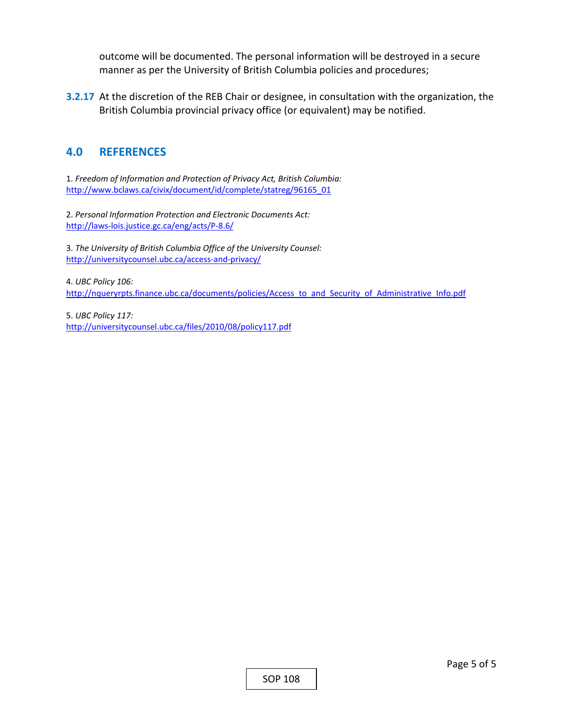outcome will be documented. The personal information will be destroyed in a secure manner as per the University of British Columbia policies and procedures;

**3.2.17** At the discretion of the REB Chair or designee, in consultation with the organization, the British Columbia provincial privacy office (or equivalent) may be notified.

## 4.0 REFERENCES

1. *Freedom of Information and Protection of Privacy Act, British Columbia:*
http://www.bclaws.ca/civix/document/id/complete/statreg/96165_01

2. *Personal Information Protection and Electronic Documents Act:*
http://laws-lois.justice.gc.ca/eng/acts/P-8.6/

3. *The University of British Columbia Office of the University Counsel:*
http://universitycounsel.ubc.ca/access-and-privacy/

4. *UBC Policy 106:*
http://nqueryrpts.finance.ubc.ca/documents/policies/Access_to_and_Security_of_Administrative_Info.pdf

5. *UBC Policy 117:*
http://universitycounsel.ubc.ca/files/2010/08/policy117.pdf